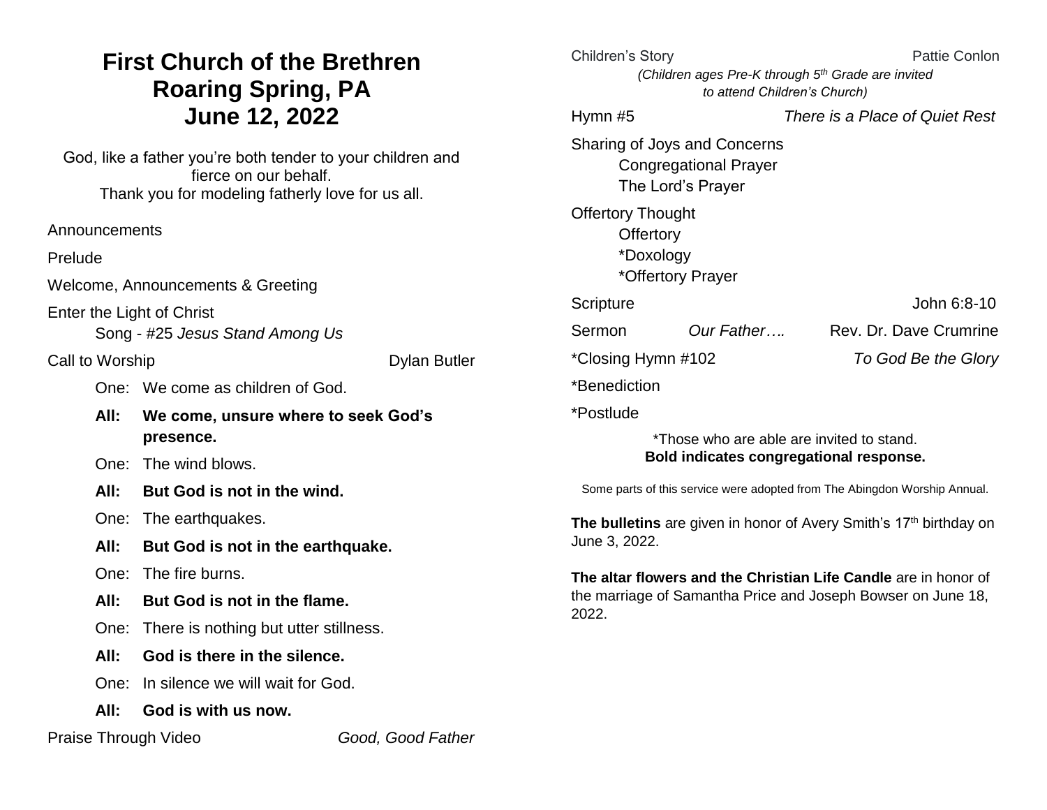# First Church of the Brethren
# Roaring Spring, PA
# June 12, 2022

God, like a father you're both tender to your children and fierce on our behalf.
Thank you for modeling fatherly love for us all.

Announcements

Prelude

Welcome, Announcements & Greeting

Enter the Light of Christ
Song - #25 *Jesus Stand Among Us*

Call to Worship — Dylan Butler

One: We come as children of God.

**All: We come, unsure where to seek God's presence.**

One: The wind blows.

**All: But God is not in the wind.**

One: The earthquakes.

**All: But God is not in the earthquake.**

One: The fire burns.

**All: But God is not in the flame.**

One: There is nothing but utter stillness.

**All: God is there in the silence.**

One: In silence we will wait for God.

**All: God is with us now.**

Praise Through Video — *Good, Good Father*

Children's Story — Pattie Conlon
*(Children ages Pre-K through 5th Grade are invited to attend Children's Church)*

Hymn #5 — *There is a Place of Quiet Rest*

Sharing of Joys and Concerns
Congregational Prayer
The Lord's Prayer

Offertory Thought
Offertory
*Doxology
*Offertory Prayer

Scripture — John 6:8-10

Sermon — *Our Father….* — Rev. Dr. Dave Crumrine

*Closing Hymn #102 — *To God Be the Glory*

*Benediction

*Postlude

*Those who are able are invited to stand.
**Bold indicates congregational response.**

Some parts of this service were adopted from The Abingdon Worship Annual.

**The bulletins** are given in honor of Avery Smith's 17th birthday on June 3, 2022.

**The altar flowers and the Christian Life Candle** are in honor of the marriage of Samantha Price and Joseph Bowser on June 18, 2022.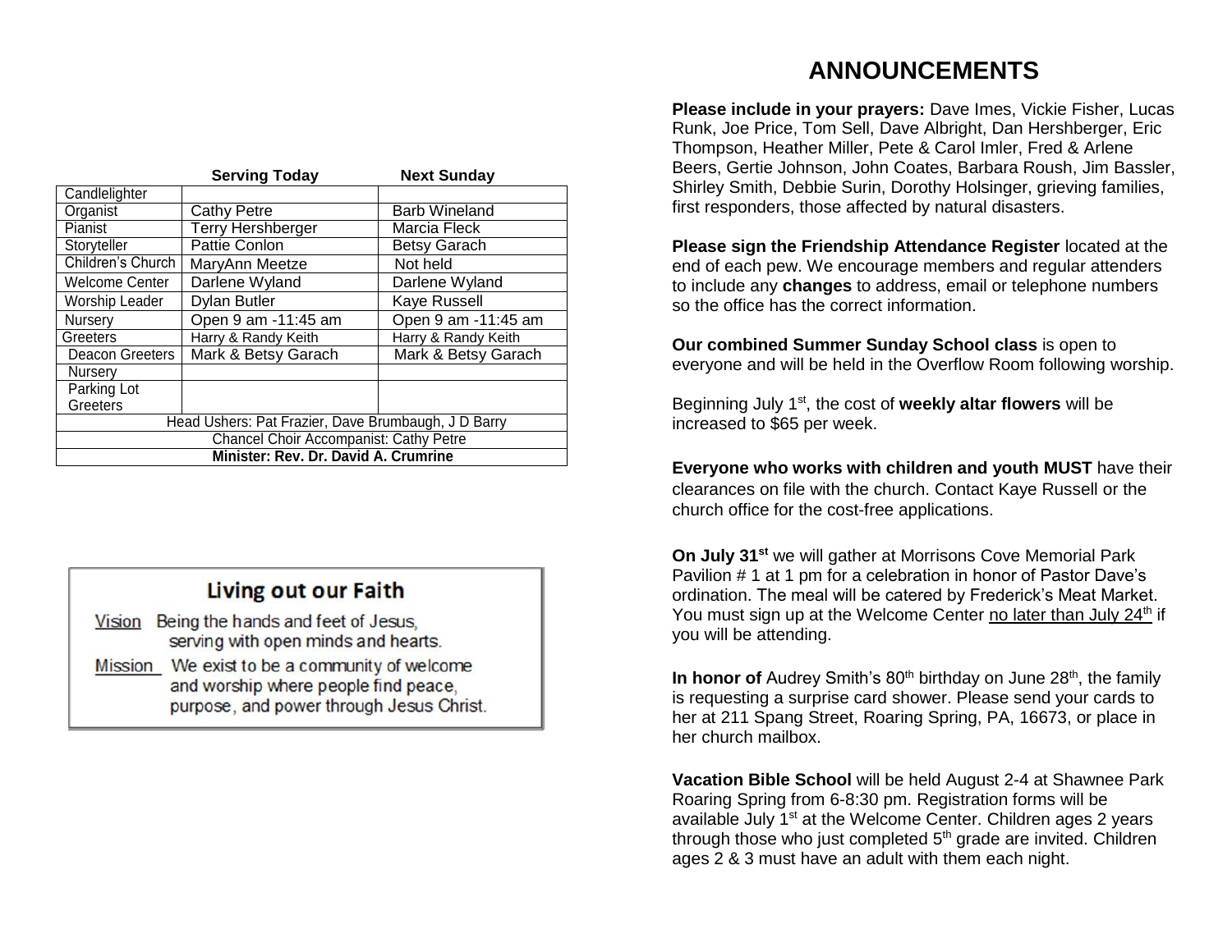| | Serving Today | Next Sunday |
|---|---|---|
| Candlelighter | | |
| Organist | Cathy Petre | Barb Wineland |
| Pianist | Terry Hershberger | Marcia Fleck |
| Storyteller | Pattie Conlon | Betsy Garach |
| Children's Church | MaryAnn Meetze | Not held |
| Welcome Center | Darlene Wyland | Darlene Wyland |
| Worship Leader | Dylan Butler | Kaye Russell |
| Nursery | Open 9 am -11:45 am | Open 9 am -11:45 am |
| Greeters | Harry & Randy Keith | Harry & Randy Keith |
| Deacon Greeters | Mark & Betsy Garach | Mark & Betsy Garach |
| Nursery | | |
| Parking Lot Greeters | | |
| Head Ushers: Pat Frazier, Dave Brumbaugh, J D Barry | | |
| Chancel Choir Accompanist: Cathy Petre | | |
| **Minister: Rev. Dr. David A. Crumrine** | | |

## Living out our Faith

Vision: Being the hands and feet of Jesus, serving with open minds and hearts.

Mission: We exist to be a community of welcome and worship where people find peace, purpose, and power through Jesus Christ.

# ANNOUNCEMENTS

**Please include in your prayers:** Dave Imes, Vickie Fisher, Lucas Runk, Joe Price, Tom Sell, Dave Albright, Dan Hershberger, Eric Thompson, Heather Miller, Pete & Carol Imler, Fred & Arlene Beers, Gertie Johnson, John Coates, Barbara Roush, Jim Bassler, Shirley Smith, Debbie Surin, Dorothy Holsinger, grieving families, first responders, those affected by natural disasters.

**Please sign the Friendship Attendance Register** located at the end of each pew. We encourage members and regular attenders to include any **changes** to address, email or telephone numbers so the office has the correct information.

**Our combined Summer Sunday School class** is open to everyone and will be held in the Overflow Room following worship.

Beginning July 1st, the cost of **weekly altar flowers** will be increased to $65 per week.

**Everyone who works with children and youth MUST** have their clearances on file with the church. Contact Kaye Russell or the church office for the cost-free applications.

**On July 31st** we will gather at Morrisons Cove Memorial Park Pavilion # 1 at 1 pm for a celebration in honor of Pastor Dave's ordination. The meal will be catered by Frederick's Meat Market. You must sign up at the Welcome Center no later than July 24th if you will be attending.

**In honor of** Audrey Smith's 80th birthday on June 28th, the family is requesting a surprise card shower. Please send your cards to her at 211 Spang Street, Roaring Spring, PA, 16673, or place in her church mailbox.

**Vacation Bible School** will be held August 2-4 at Shawnee Park Roaring Spring from 6-8:30 pm. Registration forms will be available July 1st at the Welcome Center. Children ages 2 years through those who just completed 5th grade are invited. Children ages 2 & 3 must have an adult with them each night.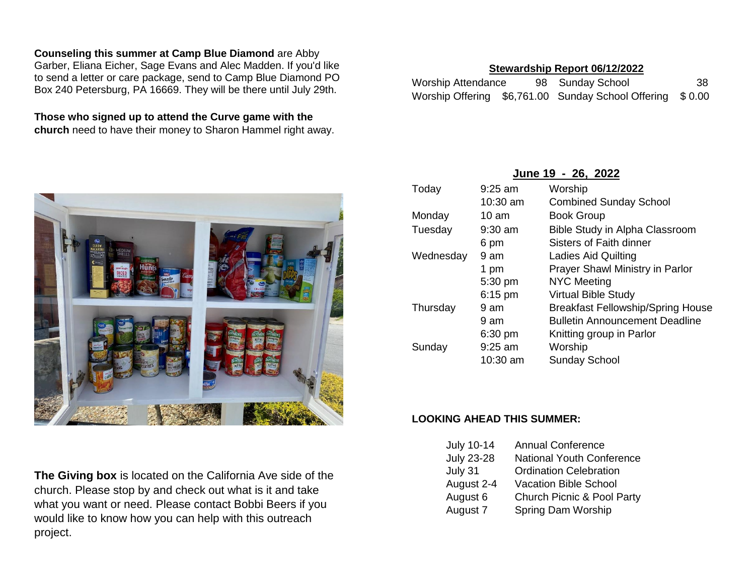**Counseling this summer at Camp Blue Diamond** are Abby Garber, Eliana Eicher, Sage Evans and Alec Madden. If you'd like to send a letter or care package, send to Camp Blue Diamond PO Box 240 Petersburg, PA 16669. They will be there until July 29th.

**Those who signed up to attend the Curve game with the church** need to have their money to Sharon Hammel right away.

**The Giving box** is located on the California Ave side of the church. Please stop by and check out what is it and take what you want or need. Please contact Bobbi Beers if you would like to know how you can help with this outreach project.

## Stewardship Report 06/12/2022

| | | | |
|---|---|---|---|
| Worship Attendance | 98 | Sunday School | 38 |
| Worship Offering | $6,761.00 | Sunday School Offering | $ 0.00 |

## June 19 - 26, 2022

| | | |
|---|---|---|
| Today | 9:25 am | Worship |
| | 10:30 am | Combined Sunday School |
| Monday | 10 am | Book Group |
| Tuesday | 9:30 am | Bible Study in Alpha Classroom |
| | 6 pm | Sisters of Faith dinner |
| Wednesday | 9 am | Ladies Aid Quilting |
| | 1 pm | Prayer Shawl Ministry in Parlor |
| | 5:30 pm | NYC Meeting |
| | 6:15 pm | Virtual Bible Study |
| Thursday | 9 am | Breakfast Fellowship/Spring House |
| | 9 am | Bulletin Announcement Deadline |
| | 6:30 pm | Knitting group in Parlor |
| Sunday | 9:25 am | Worship |
| | 10:30 am | Sunday School |

**LOOKING AHEAD THIS SUMMER:**

| | |
|---|---|
| July 10-14 | Annual Conference |
| July 23-28 | National Youth Conference |
| July 31 | Ordination Celebration |
| August 2-4 | Vacation Bible School |
| August 6 | Church Picnic & Pool Party |
| August 7 | Spring Dam Worship |